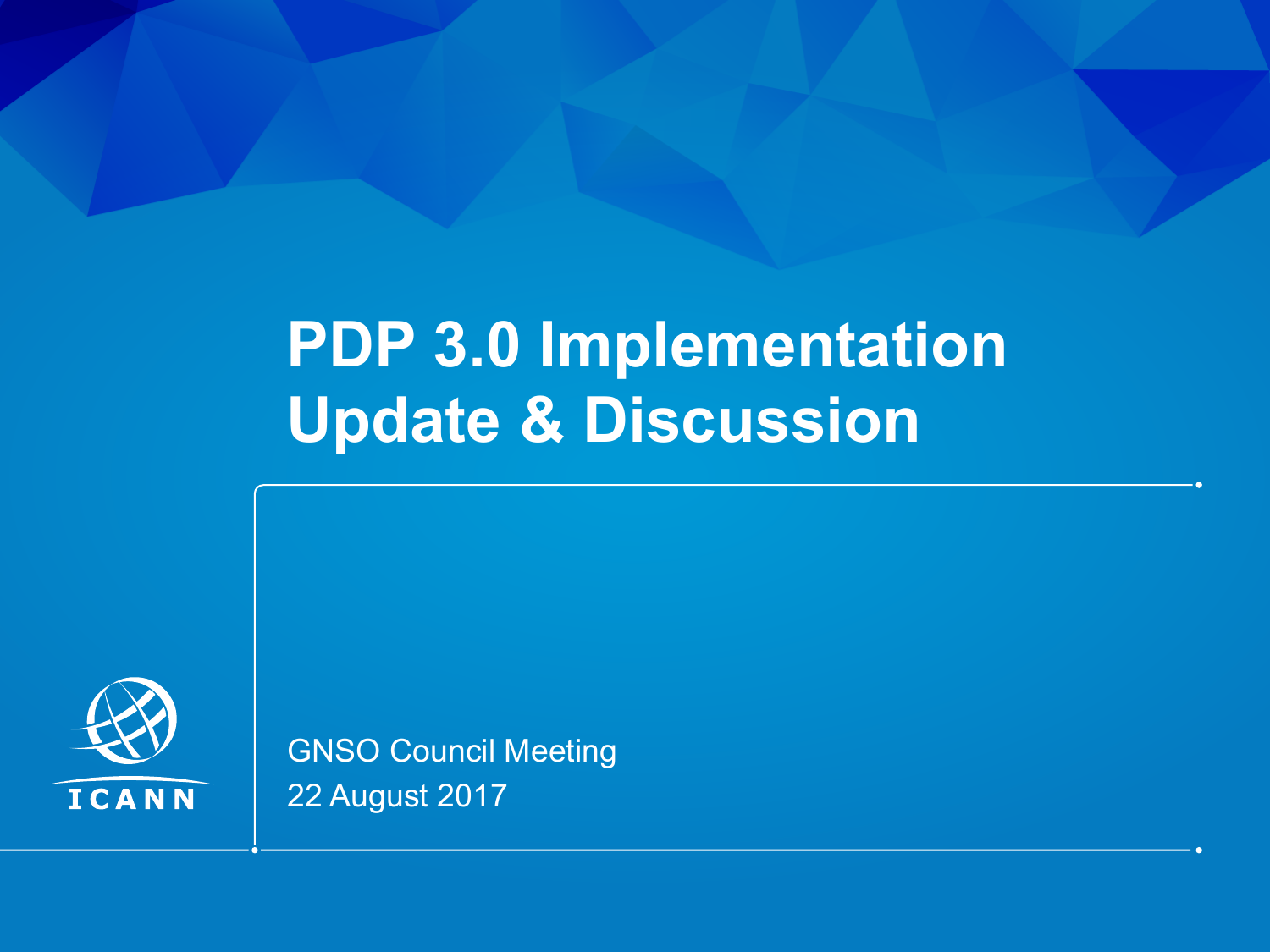# PDP 3.0 Implementation Update & Discussion

GNSO Council Meeting

22 August 2017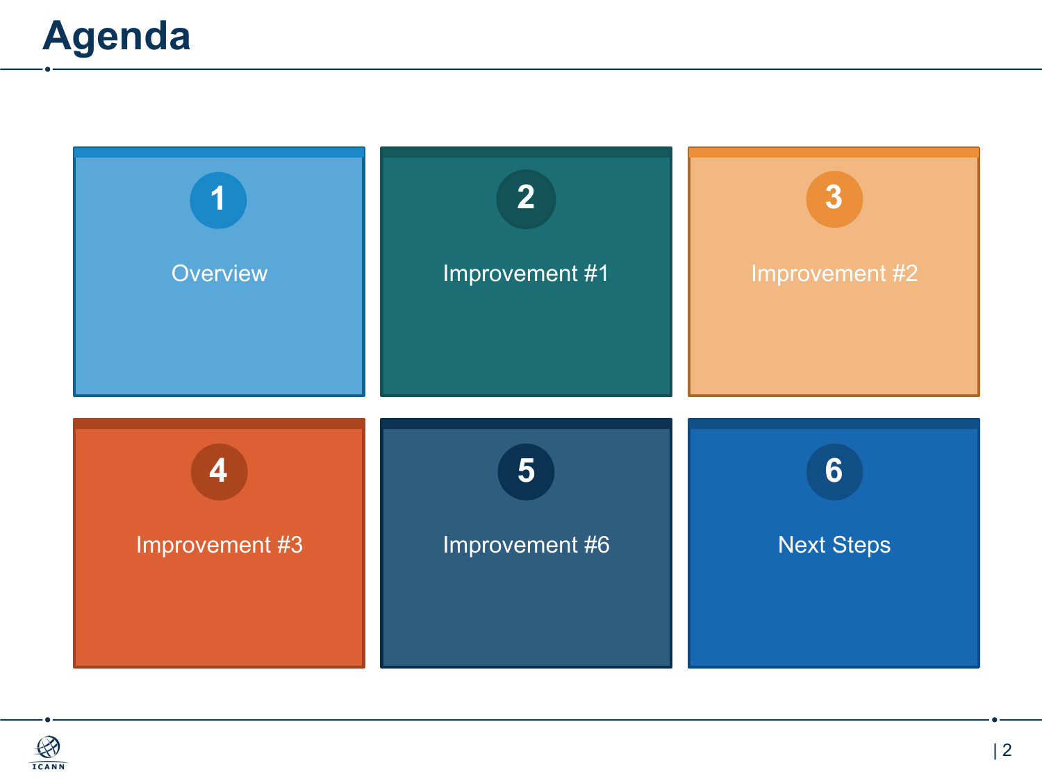# Agenda

1. Overview
2. Improvement #1
3. Improvement #2
4. Improvement #3
5. Improvement #6
6. Next Steps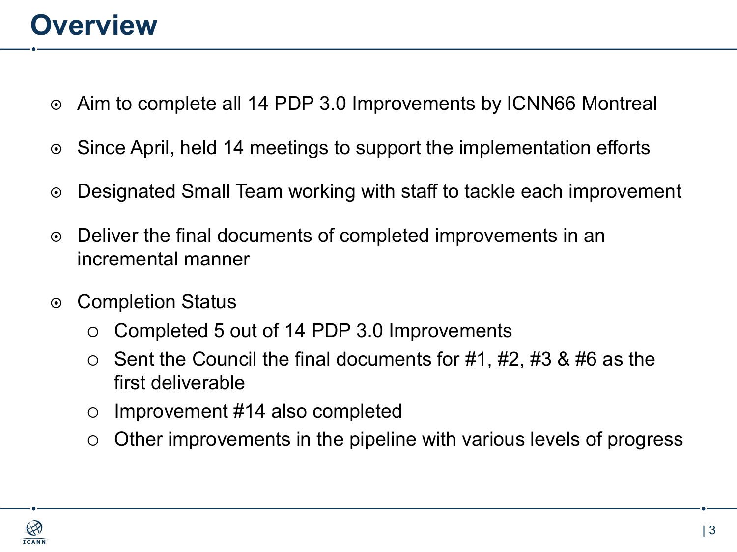# Overview

- Aim to complete all 14 PDP 3.0 Improvements by ICNN66 Montreal
- Since April, held 14 meetings to support the implementation efforts
- Designated Small Team working with staff to tackle each improvement
- Deliver the final documents of completed improvements in an incremental manner
- Completion Status
  - Completed 5 out of 14 PDP 3.0 Improvements
  - Sent the Council the final documents for #1, #2, #3 & #6 as the first deliverable
  - Improvement #14 also completed
  - Other improvements in the pipeline with various levels of progress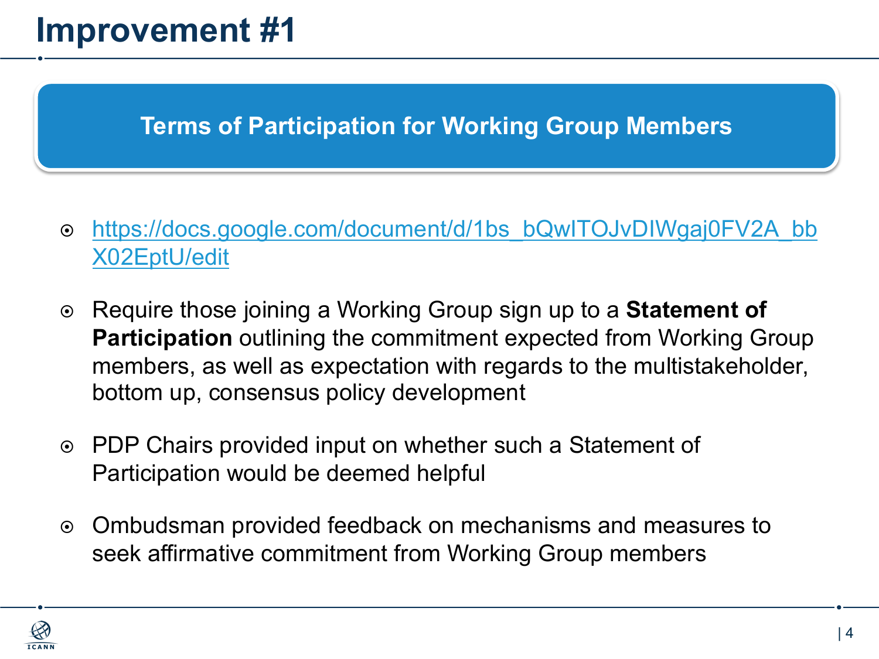# Improvement #1

## Terms of Participation for Working Group Members

- https://docs.google.com/document/d/1bs_bQwITOJvDIWgaj0FV2A_bbX02EptU/edit
- Require those joining a Working Group sign up to a **Statement of Participation** outlining the commitment expected from Working Group members, as well as expectation with regards to the multistakeholder, bottom up, consensus policy development
- PDP Chairs provided input on whether such a Statement of Participation would be deemed helpful
- Ombudsman provided feedback on mechanisms and measures to seek affirmative commitment from Working Group members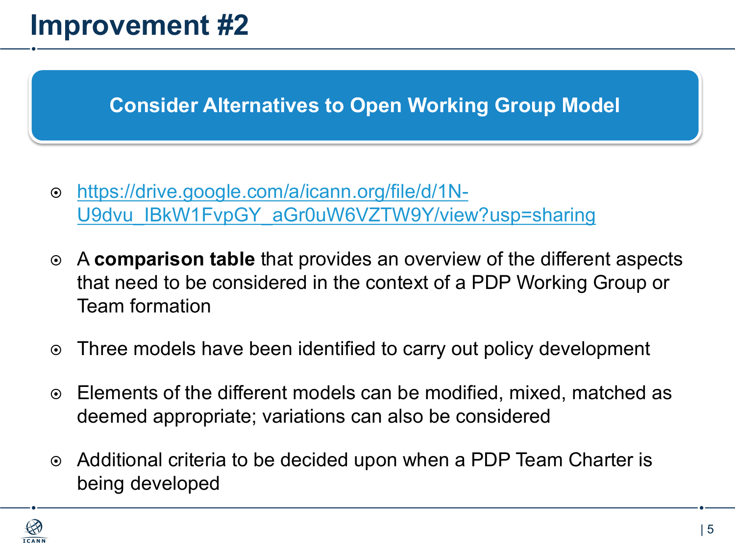# Improvement #2

## Consider Alternatives to Open Working Group Model

- https://drive.google.com/a/icann.org/file/d/1N-U9dvu_lBkW1FvpGY_aGr0uW6VZTW9Y/view?usp=sharing
- A **comparison table** that provides an overview of the different aspects that need to be considered in the context of a PDP Working Group or Team formation
- Three models have been identified to carry out policy development
- Elements of the different models can be modified, mixed, matched as deemed appropriate; variations can also be considered
- Additional criteria to be decided upon when a PDP Team Charter is being developed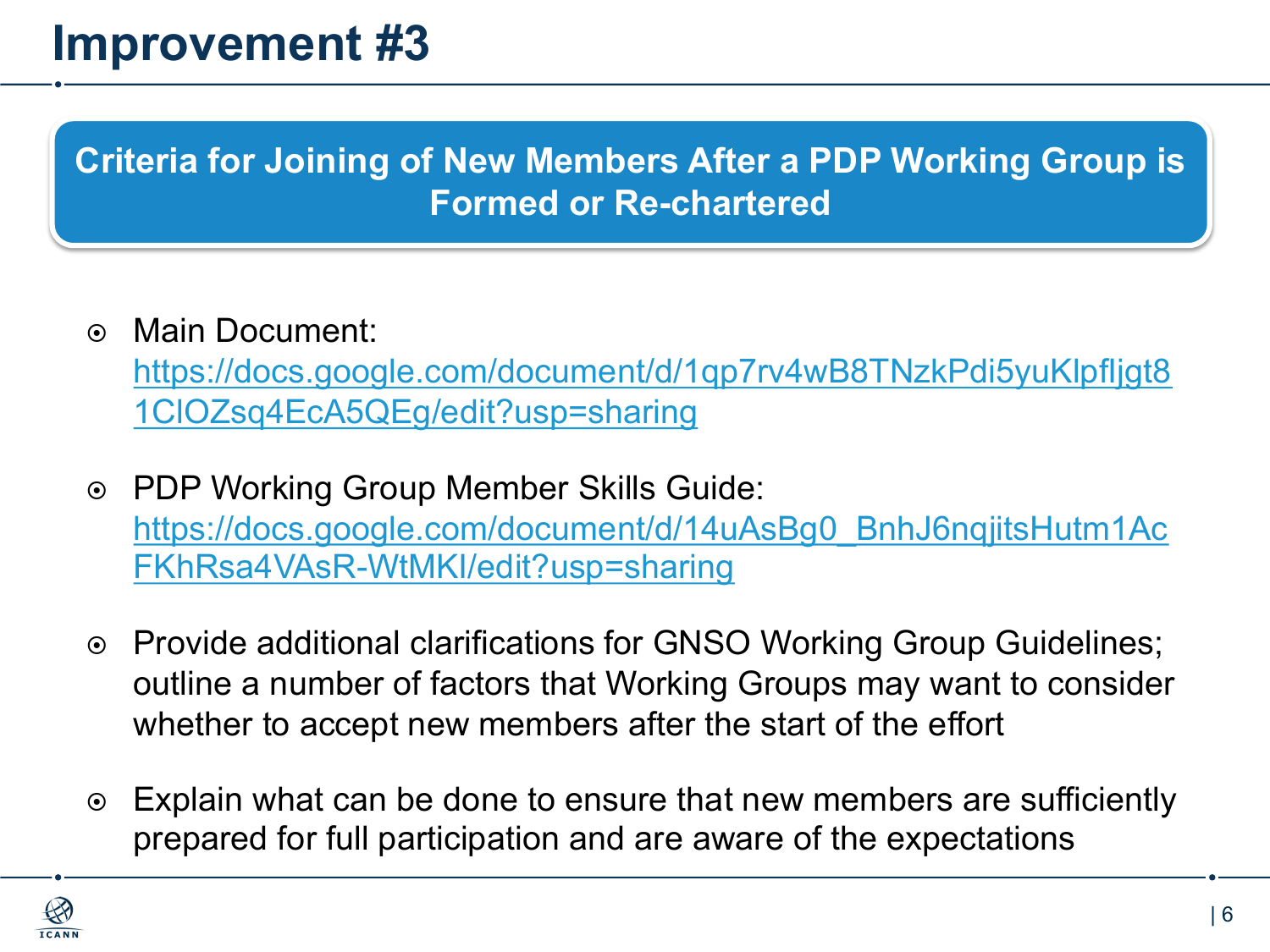# Improvement #3

## Criteria for Joining of New Members After a PDP Working Group is Formed or Re-chartered

- Main Document: https://docs.google.com/document/d/1qp7rv4wB8TNzkPdi5yuKlpfljgt81ClOZsq4EcA5QEg/edit?usp=sharing
- PDP Working Group Member Skills Guide: https://docs.google.com/document/d/14uAsBg0_BnhJ6nqjitsHutm1AcFKhRsa4VAsR-WtMKI/edit?usp=sharing
- Provide additional clarifications for GNSO Working Group Guidelines; outline a number of factors that Working Groups may want to consider whether to accept new members after the start of the effort
- Explain what can be done to ensure that new members are sufficiently prepared for full participation and are aware of the expectations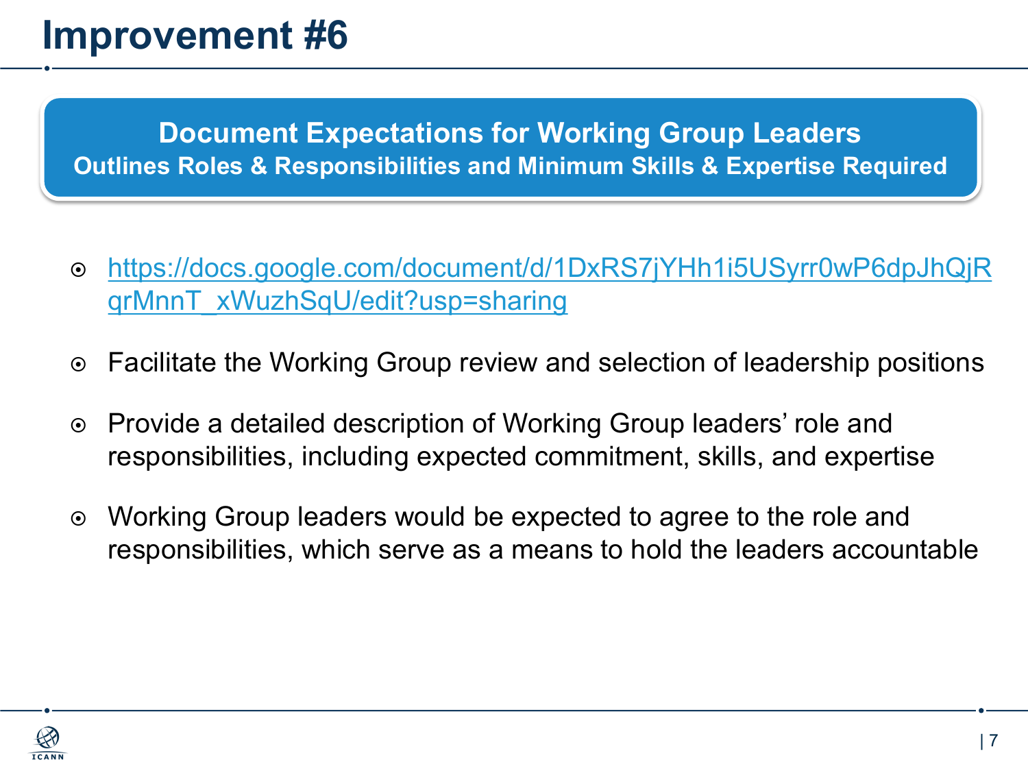# Improvement #6

**Document Expectations for Working Group Leaders**
**Outlines Roles & Responsibilities and Minimum Skills & Expertise Required**

- https://docs.google.com/document/d/1DxRS7jYHh1i5USyrr0wP6dpJhQjRqrMnnT_xWuzhSqU/edit?usp=sharing
- Facilitate the Working Group review and selection of leadership positions
- Provide a detailed description of Working Group leaders' role and responsibilities, including expected commitment, skills, and expertise
- Working Group leaders would be expected to agree to the role and responsibilities, which serve as a means to hold the leaders accountable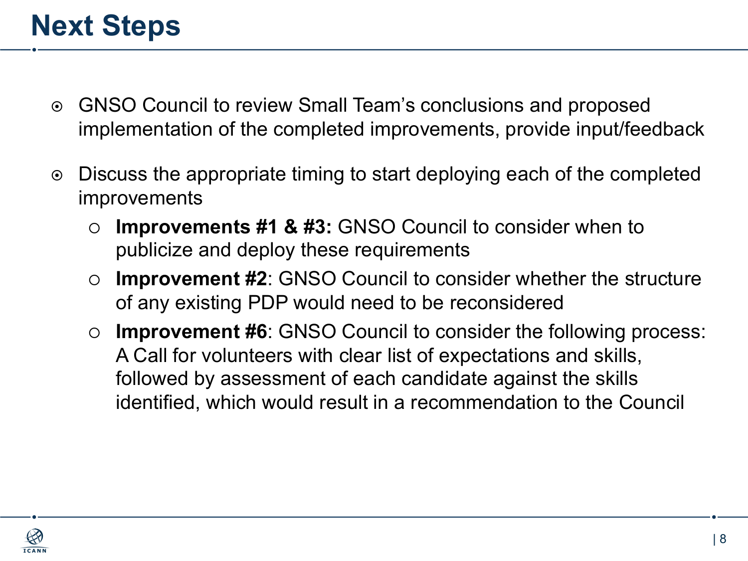# Next Steps

- GNSO Council to review Small Team's conclusions and proposed implementation of the completed improvements, provide input/feedback
- Discuss the appropriate timing to start deploying each of the completed improvements
  - **Improvements #1 & #3:** GNSO Council to consider when to publicize and deploy these requirements
  - **Improvement #2**: GNSO Council to consider whether the structure of any existing PDP would need to be reconsidered
  - **Improvement #6**: GNSO Council to consider the following process: A Call for volunteers with clear list of expectations and skills, followed by assessment of each candidate against the skills identified, which would result in a recommendation to the Council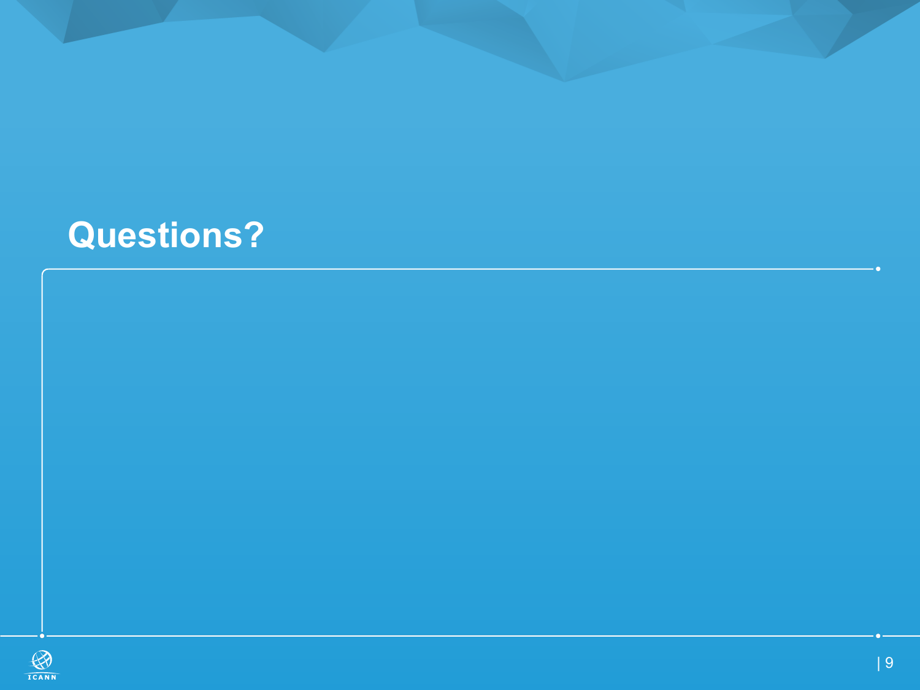# Questions?